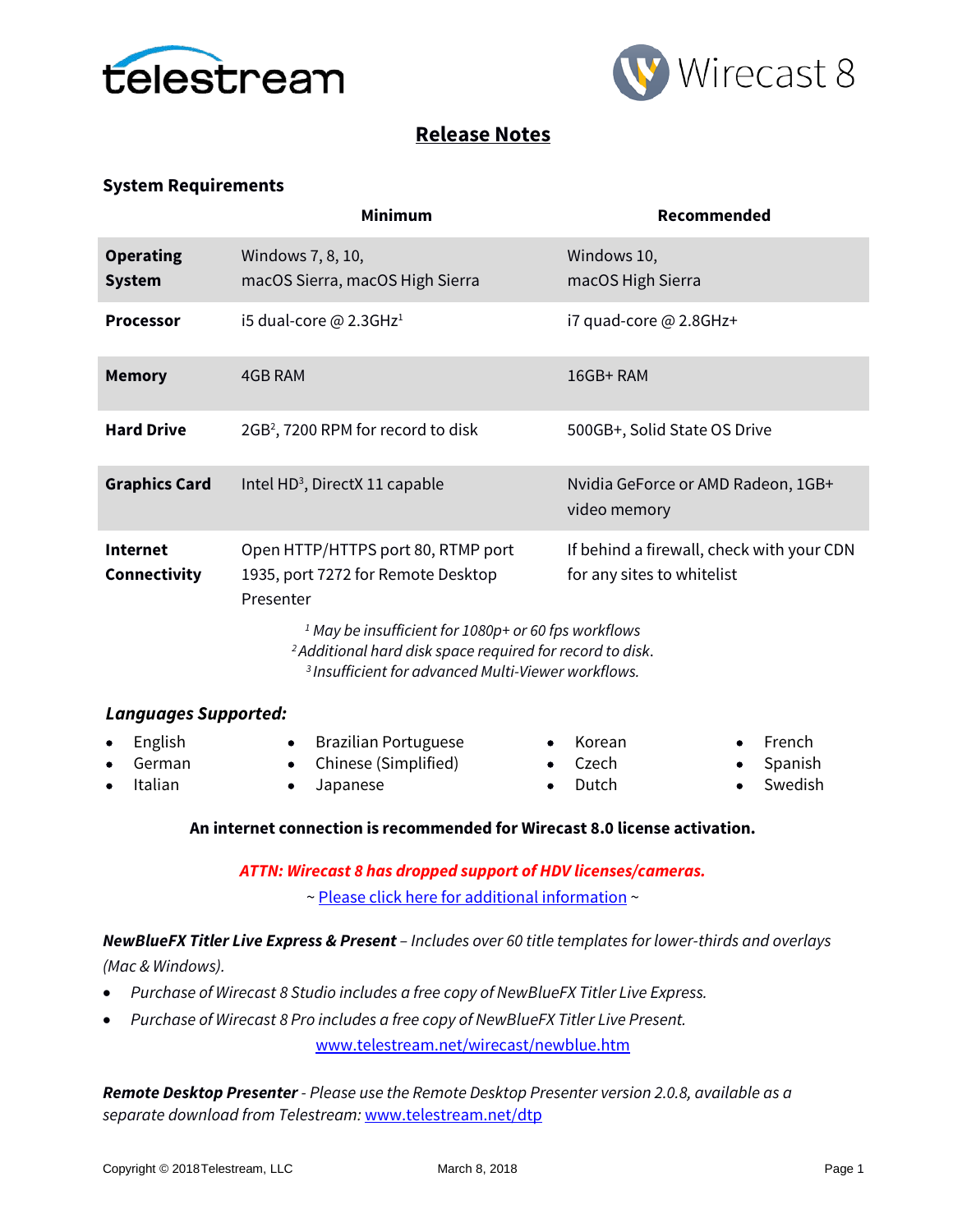# Release Notes

## System Requirements

| | Minimum | Recommended |
|---|---|---|
| **Operating System** | Windows 7, 8, 10, macOS Sierra, macOS High Sierra | Windows 10, macOS High Sierra |
| **Processor** | i5 dual-core @ 2.3GHz[1] | i7 quad-core @ 2.8GHz+ |
| **Memory** | 4GB RAM | 16GB+ RAM |
| **Hard Drive** | 2GB[2], 7200 RPM for record to disk | 500GB+, Solid State OS Drive |
| **Graphics Card** | Intel HD[3], DirectX 11 capable | Nvidia GeForce or AMD Radeon, 1GB+ video memory |
| **Internet Connectivity** | Open HTTP/HTTPS port 80, RTMP port 1935, port 7272 for Remote Desktop Presenter | If behind a firewall, check with your CDN for any sites to whitelist |

*[1] May be insufficient for 1080p+ or 60 fps workflows*
*[2] Additional hard disk space required for record to disk.*
*[3] Insufficient for advanced Multi-Viewer workflows.*

### *Languages Supported:*

- English
- German
- Italian
- Brazilian Portuguese
- Chinese (Simplified)
- Japanese
- Korean
- Czech
- Dutch
- French
- Spanish
- Swedish

**An internet connection is recommended for Wirecast 8.0 license activation.**

***ATTN: Wirecast 8 has dropped support of HDV licenses/cameras.***

~ Please click here for additional information ~

***NewBlueFX Titler Live Express & Present*** *– Includes over 60 title templates for lower-thirds and overlays (Mac & Windows).*

- *Purchase of Wirecast 8 Studio includes a free copy of NewBlueFX Titler Live Express.*
- *Purchase of Wirecast 8 Pro includes a free copy of NewBlueFX Titler Live Present.*

www.telestream.net/wirecast/newblue.htm

***Remote Desktop Presenter*** *- Please use the Remote Desktop Presenter version 2.0.8, available as a separate download from Telestream:* www.telestream.net/dtp

Copyright © 2018 Telestream, LLC    March 8, 2018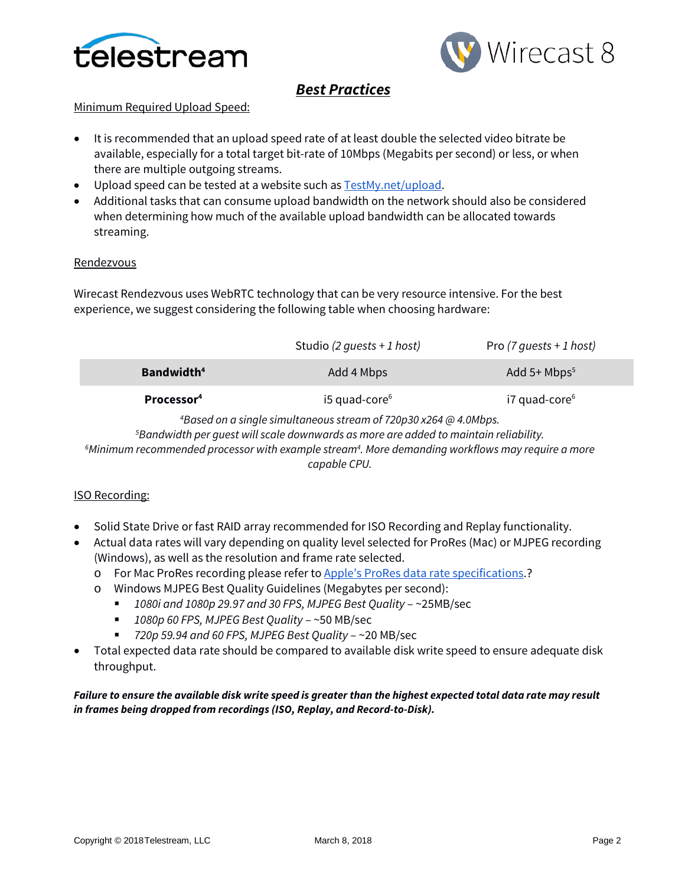## *Best Practices*

Minimum Required Upload Speed:

- It is recommended that an upload speed rate of at least double the selected video bitrate be available, especially for a total target bit-rate of 10Mbps (Megabits per second) or less, or when there are multiple outgoing streams.
- Upload speed can be tested at a website such as [TestMy.net/upload](TestMy.net/upload).
- Additional tasks that can consume upload bandwidth on the network should also be considered when determining how much of the available upload bandwidth can be allocated towards streaming.

Rendezvous

Wirecast Rendezvous uses WebRTC technology that can be very resource intensive. For the best experience, we suggest considering the following table when choosing hardware:

| | Studio *(2 guests + 1 host)* | Pro *(7 guests + 1 host)* |
|---|---|---|
| **Bandwidth**[4] | Add 4 Mbps | Add 5+ Mbps[5] |
| **Processor**[4] | i5 quad-core[6] | i7 quad-core[6] |

*[4]Based on a single simultaneous stream of 720p30 x264 @ 4.0Mbps.*
*[5]Bandwidth per guest will scale downwards as more are added to maintain reliability.*
*[6]Minimum recommended processor with example stream[4]. More demanding workflows may require a more capable CPU.*

ISO Recording:

- Solid State Drive or fast RAID array recommended for ISO Recording and Replay functionality.
- Actual data rates will vary depending on quality level selected for ProRes (Mac) or MJPEG recording (Windows), as well as the resolution and frame rate selected.
  - For Mac ProRes recording please refer to Apple's ProRes data rate specifications.?
  - Windows MJPEG Best Quality Guidelines (Megabytes per second):
    - *1080i and 1080p 29.97 and 30 FPS, MJPEG Best Quality* – ~25MB/sec
    - *1080p 60 FPS, MJPEG Best Quality* – ~50 MB/sec
    - *720p 59.94 and 60 FPS, MJPEG Best Quality* – ~20 MB/sec
- Total expected data rate should be compared to available disk write speed to ensure adequate disk throughput.

***Failure to ensure the available disk write speed is greater than the highest expected total data rate may result in frames being dropped from recordings (ISO, Replay, and Record-to-Disk).***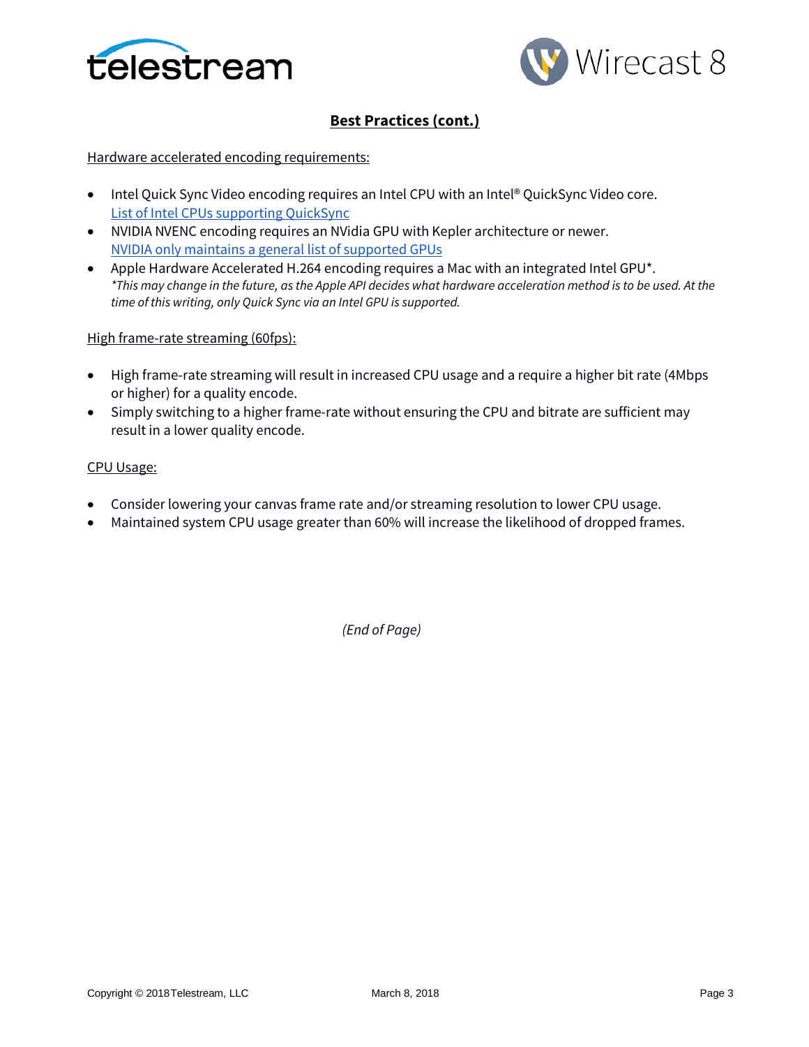## Best Practices (cont.)

Hardware accelerated encoding requirements:

- Intel Quick Sync Video encoding requires an Intel CPU with an Intel® QuickSync Video core.
  List of Intel CPUs supporting QuickSync
- NVIDIA NVENC encoding requires an NVidia GPU with Kepler architecture or newer.
  NVIDIA only maintains a general list of supported GPUs
- Apple Hardware Accelerated H.264 encoding requires a Mac with an integrated Intel GPU*.
  *\*This may change in the future, as the Apple API decides what hardware acceleration method is to be used. At the time of this writing, only Quick Sync via an Intel GPU is supported.*

High frame-rate streaming (60fps):

- High frame-rate streaming will result in increased CPU usage and a require a higher bit rate (4Mbps or higher) for a quality encode.
- Simply switching to a higher frame-rate without ensuring the CPU and bitrate are sufficient may result in a lower quality encode.

CPU Usage:

- Consider lowering your canvas frame rate and/or streaming resolution to lower CPU usage.
- Maintained system CPU usage greater than 60% will increase the likelihood of dropped frames.

*(End of Page)*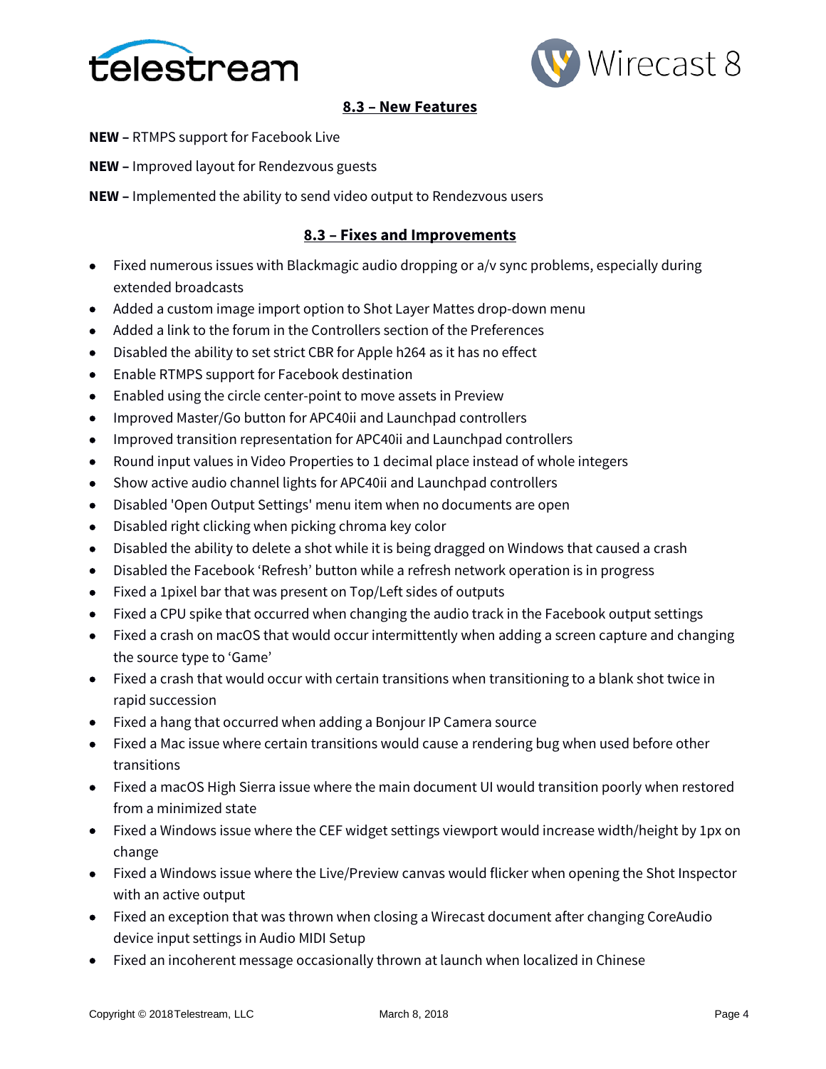## 8.3 – New Features

**NEW –** RTMPS support for Facebook Live

**NEW –** Improved layout for Rendezvous guests

**NEW –** Implemented the ability to send video output to Rendezvous users

## 8.3 – Fixes and Improvements

- Fixed numerous issues with Blackmagic audio dropping or a/v sync problems, especially during extended broadcasts
- Added a custom image import option to Shot Layer Mattes drop-down menu
- Added a link to the forum in the Controllers section of the Preferences
- Disabled the ability to set strict CBR for Apple h264 as it has no effect
- Enable RTMPS support for Facebook destination
- Enabled using the circle center-point to move assets in Preview
- Improved Master/Go button for APC40ii and Launchpad controllers
- Improved transition representation for APC40ii and Launchpad controllers
- Round input values in Video Properties to 1 decimal place instead of whole integers
- Show active audio channel lights for APC40ii and Launchpad controllers
- Disabled 'Open Output Settings' menu item when no documents are open
- Disabled right clicking when picking chroma key color
- Disabled the ability to delete a shot while it is being dragged on Windows that caused a crash
- Disabled the Facebook 'Refresh' button while a refresh network operation is in progress
- Fixed a 1pixel bar that was present on Top/Left sides of outputs
- Fixed a CPU spike that occurred when changing the audio track in the Facebook output settings
- Fixed a crash on macOS that would occur intermittently when adding a screen capture and changing the source type to 'Game'
- Fixed a crash that would occur with certain transitions when transitioning to a blank shot twice in rapid succession
- Fixed a hang that occurred when adding a Bonjour IP Camera source
- Fixed a Mac issue where certain transitions would cause a rendering bug when used before other transitions
- Fixed a macOS High Sierra issue where the main document UI would transition poorly when restored from a minimized state
- Fixed a Windows issue where the CEF widget settings viewport would increase width/height by 1px on change
- Fixed a Windows issue where the Live/Preview canvas would flicker when opening the Shot Inspector with an active output
- Fixed an exception that was thrown when closing a Wirecast document after changing CoreAudio device input settings in Audio MIDI Setup
- Fixed an incoherent message occasionally thrown at launch when localized in Chinese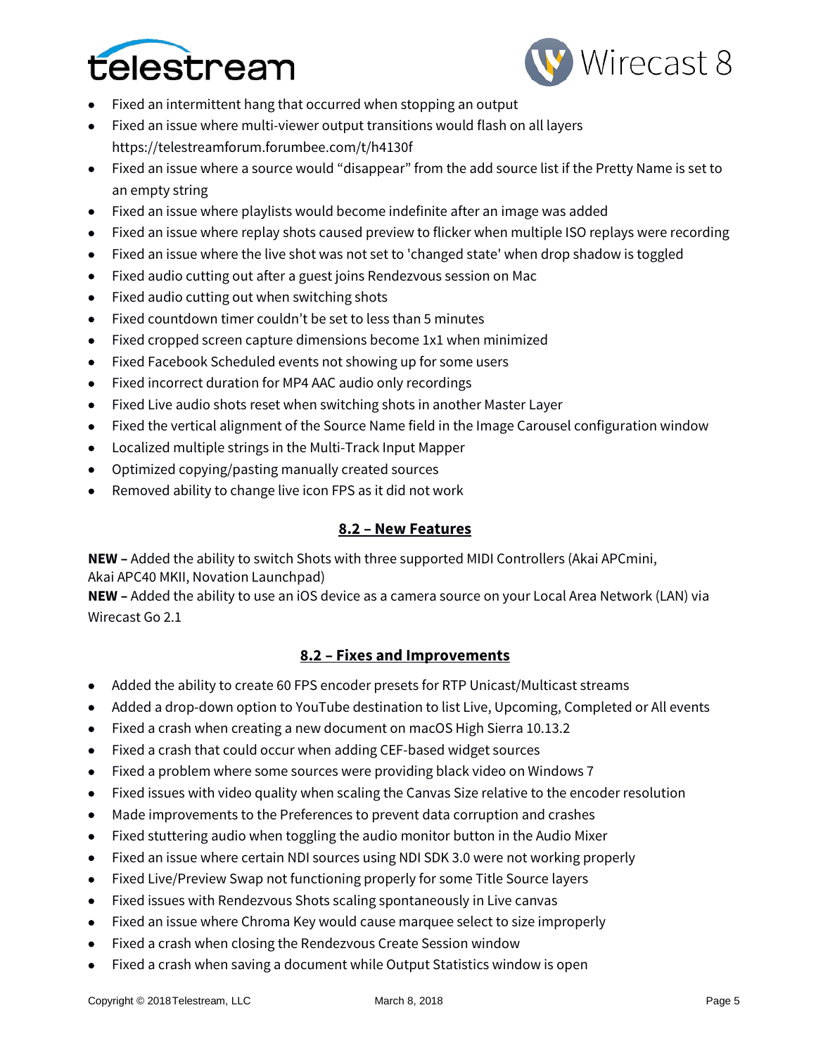- Fixed an intermittent hang that occurred when stopping an output
- Fixed an issue where multi-viewer output transitions would flash on all layers https://telestreamforum.forumbee.com/t/h4130f
- Fixed an issue where a source would “disappear” from the add source list if the Pretty Name is set to an empty string
- Fixed an issue where playlists would become indefinite after an image was added
- Fixed an issue where replay shots caused preview to flicker when multiple ISO replays were recording
- Fixed an issue where the live shot was not set to 'changed state' when drop shadow is toggled
- Fixed audio cutting out after a guest joins Rendezvous session on Mac
- Fixed audio cutting out when switching shots
- Fixed countdown timer couldn’t be set to less than 5 minutes
- Fixed cropped screen capture dimensions become 1x1 when minimized
- Fixed Facebook Scheduled events not showing up for some users
- Fixed incorrect duration for MP4 AAC audio only recordings
- Fixed Live audio shots reset when switching shots in another Master Layer
- Fixed the vertical alignment of the Source Name field in the Image Carousel configuration window
- Localized multiple strings in the Multi-Track Input Mapper
- Optimized copying/pasting manually created sources
- Removed ability to change live icon FPS as it did not work

## 8.2 – New Features

**NEW –** Added the ability to switch Shots with three supported MIDI Controllers (Akai APCmini, Akai APC40 MKII, Novation Launchpad)
**NEW –** Added the ability to use an iOS device as a camera source on your Local Area Network (LAN) via Wirecast Go 2.1

## 8.2 – Fixes and Improvements

- Added the ability to create 60 FPS encoder presets for RTP Unicast/Multicast streams
- Added a drop-down option to YouTube destination to list Live, Upcoming, Completed or All events
- Fixed a crash when creating a new document on macOS High Sierra 10.13.2
- Fixed a crash that could occur when adding CEF-based widget sources
- Fixed a problem where some sources were providing black video on Windows 7
- Fixed issues with video quality when scaling the Canvas Size relative to the encoder resolution
- Made improvements to the Preferences to prevent data corruption and crashes
- Fixed stuttering audio when toggling the audio monitor button in the Audio Mixer
- Fixed an issue where certain NDI sources using NDI SDK 3.0 were not working properly
- Fixed Live/Preview Swap not functioning properly for some Title Source layers
- Fixed issues with Rendezvous Shots scaling spontaneously in Live canvas
- Fixed an issue where Chroma Key would cause marquee select to size improperly
- Fixed a crash when closing the Rendezvous Create Session window
- Fixed a crash when saving a document while Output Statistics window is open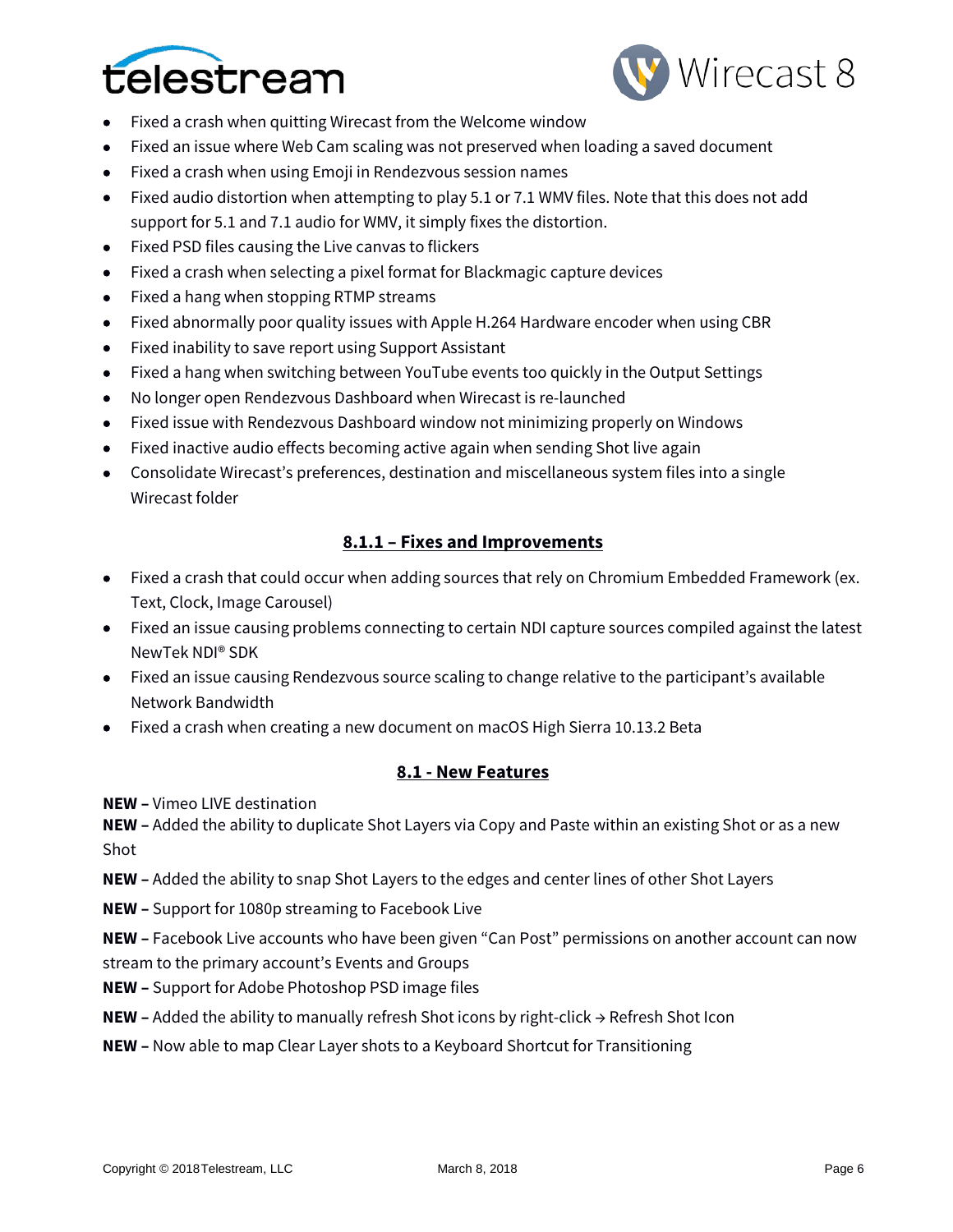- Fixed a crash when quitting Wirecast from the Welcome window
- Fixed an issue where Web Cam scaling was not preserved when loading a saved document
- Fixed a crash when using Emoji in Rendezvous session names
- Fixed audio distortion when attempting to play 5.1 or 7.1 WMV files. Note that this does not add support for 5.1 and 7.1 audio for WMV, it simply fixes the distortion.
- Fixed PSD files causing the Live canvas to flickers
- Fixed a crash when selecting a pixel format for Blackmagic capture devices
- Fixed a hang when stopping RTMP streams
- Fixed abnormally poor quality issues with Apple H.264 Hardware encoder when using CBR
- Fixed inability to save report using Support Assistant
- Fixed a hang when switching between YouTube events too quickly in the Output Settings
- No longer open Rendezvous Dashboard when Wirecast is re-launched
- Fixed issue with Rendezvous Dashboard window not minimizing properly on Windows
- Fixed inactive audio effects becoming active again when sending Shot live again
- Consolidate Wirecast's preferences, destination and miscellaneous system files into a single Wirecast folder

## 8.1.1 – Fixes and Improvements

- Fixed a crash that could occur when adding sources that rely on Chromium Embedded Framework (ex. Text, Clock, Image Carousel)
- Fixed an issue causing problems connecting to certain NDI capture sources compiled against the latest NewTek NDI® SDK
- Fixed an issue causing Rendezvous source scaling to change relative to the participant's available Network Bandwidth
- Fixed a crash when creating a new document on macOS High Sierra 10.13.2 Beta

## 8.1 - New Features

**NEW –** Vimeo LIVE destination

**NEW –** Added the ability to duplicate Shot Layers via Copy and Paste within an existing Shot or as a new Shot

**NEW –** Added the ability to snap Shot Layers to the edges and center lines of other Shot Layers

**NEW –** Support for 1080p streaming to Facebook Live

**NEW –** Facebook Live accounts who have been given "Can Post" permissions on another account can now stream to the primary account's Events and Groups

**NEW –** Support for Adobe Photoshop PSD image files

**NEW –** Added the ability to manually refresh Shot icons by right-click → Refresh Shot Icon

**NEW –** Now able to map Clear Layer shots to a Keyboard Shortcut for Transitioning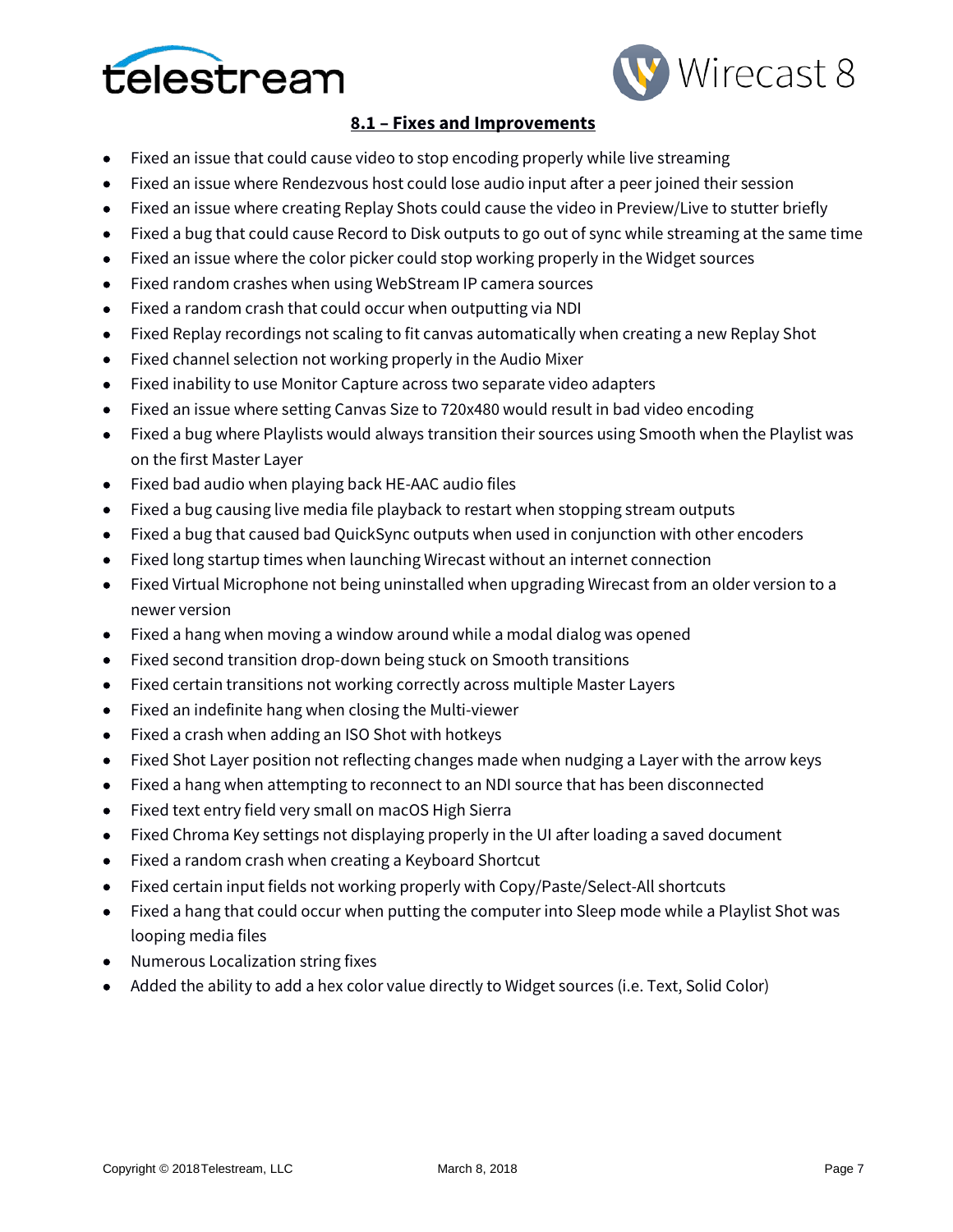## 8.1 – Fixes and Improvements

- Fixed an issue that could cause video to stop encoding properly while live streaming
- Fixed an issue where Rendezvous host could lose audio input after a peer joined their session
- Fixed an issue where creating Replay Shots could cause the video in Preview/Live to stutter briefly
- Fixed a bug that could cause Record to Disk outputs to go out of sync while streaming at the same time
- Fixed an issue where the color picker could stop working properly in the Widget sources
- Fixed random crashes when using WebStream IP camera sources
- Fixed a random crash that could occur when outputting via NDI
- Fixed Replay recordings not scaling to fit canvas automatically when creating a new Replay Shot
- Fixed channel selection not working properly in the Audio Mixer
- Fixed inability to use Monitor Capture across two separate video adapters
- Fixed an issue where setting Canvas Size to 720x480 would result in bad video encoding
- Fixed a bug where Playlists would always transition their sources using Smooth when the Playlist was on the first Master Layer
- Fixed bad audio when playing back HE-AAC audio files
- Fixed a bug causing live media file playback to restart when stopping stream outputs
- Fixed a bug that caused bad QuickSync outputs when used in conjunction with other encoders
- Fixed long startup times when launching Wirecast without an internet connection
- Fixed Virtual Microphone not being uninstalled when upgrading Wirecast from an older version to a newer version
- Fixed a hang when moving a window around while a modal dialog was opened
- Fixed second transition drop-down being stuck on Smooth transitions
- Fixed certain transitions not working correctly across multiple Master Layers
- Fixed an indefinite hang when closing the Multi-viewer
- Fixed a crash when adding an ISO Shot with hotkeys
- Fixed Shot Layer position not reflecting changes made when nudging a Layer with the arrow keys
- Fixed a hang when attempting to reconnect to an NDI source that has been disconnected
- Fixed text entry field very small on macOS High Sierra
- Fixed Chroma Key settings not displaying properly in the UI after loading a saved document
- Fixed a random crash when creating a Keyboard Shortcut
- Fixed certain input fields not working properly with Copy/Paste/Select-All shortcuts
- Fixed a hang that could occur when putting the computer into Sleep mode while a Playlist Shot was looping media files
- Numerous Localization string fixes
- Added the ability to add a hex color value directly to Widget sources (i.e. Text, Solid Color)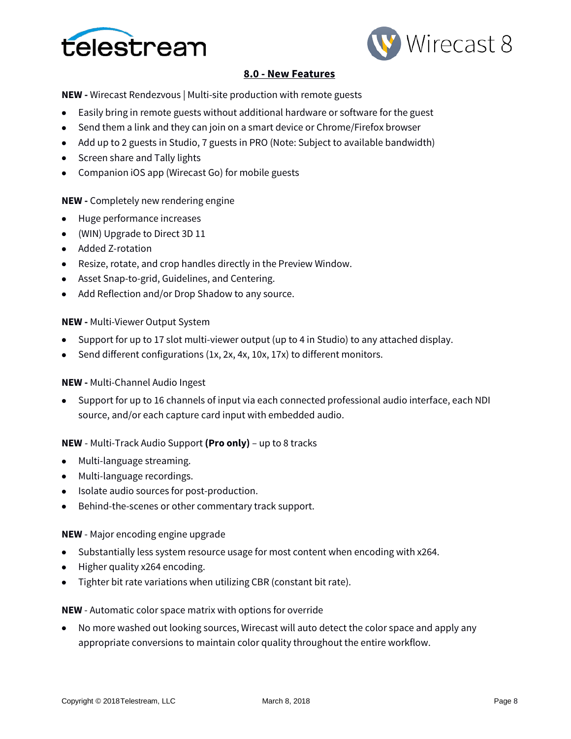## 8.0 - New Features

**NEW -** Wirecast Rendezvous | Multi-site production with remote guests

- Easily bring in remote guests without additional hardware or software for the guest
- Send them a link and they can join on a smart device or Chrome/Firefox browser
- Add up to 2 guests in Studio, 7 guests in PRO (Note: Subject to available bandwidth)
- Screen share and Tally lights
- Companion iOS app (Wirecast Go) for mobile guests

**NEW -** Completely new rendering engine

- Huge performance increases
- (WIN) Upgrade to Direct 3D 11
- Added Z-rotation
- Resize, rotate, and crop handles directly in the Preview Window.
- Asset Snap-to-grid, Guidelines, and Centering.
- Add Reflection and/or Drop Shadow to any source.

**NEW -** Multi-Viewer Output System

- Support for up to 17 slot multi-viewer output (up to 4 in Studio) to any attached display.
- Send different configurations (1x, 2x, 4x, 10x, 17x) to different monitors.

**NEW -** Multi-Channel Audio Ingest

- Support for up to 16 channels of input via each connected professional audio interface, each NDI source, and/or each capture card input with embedded audio.

**NEW** - Multi-Track Audio Support **(Pro only)** – up to 8 tracks

- Multi-language streaming.
- Multi-language recordings.
- Isolate audio sources for post-production.
- Behind-the-scenes or other commentary track support.

**NEW** - Major encoding engine upgrade

- Substantially less system resource usage for most content when encoding with x264.
- Higher quality x264 encoding.
- Tighter bit rate variations when utilizing CBR (constant bit rate).

**NEW** - Automatic color space matrix with options for override

- No more washed out looking sources, Wirecast will auto detect the color space and apply any appropriate conversions to maintain color quality throughout the entire workflow.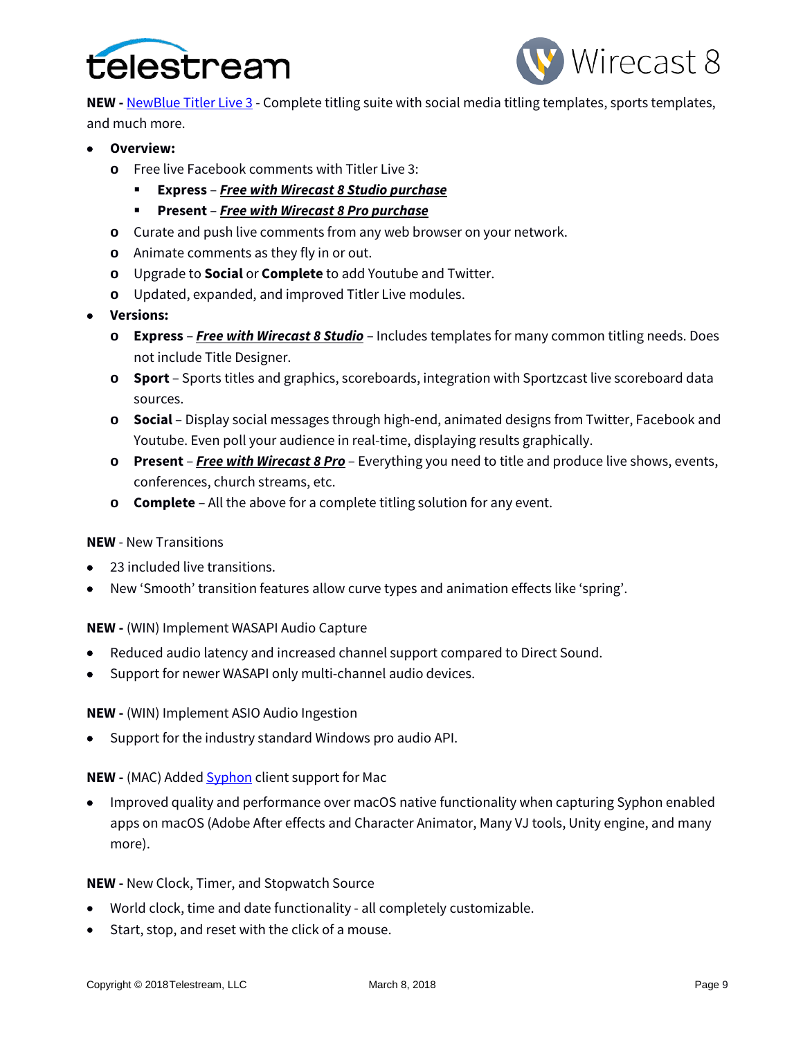**NEW -** [NewBlue Titler Live 3]() - Complete titling suite with social media titling templates, sports templates, and much more.

- **Overview:**
  - Free live Facebook comments with Titler Live 3:
    - **Express** – ***Free with Wirecast 8 Studio purchase***
    - **Present** – ***Free with Wirecast 8 Pro purchase***
  - Curate and push live comments from any web browser on your network.
  - Animate comments as they fly in or out.
  - Upgrade to **Social** or **Complete** to add Youtube and Twitter.
  - Updated, expanded, and improved Titler Live modules.
- **Versions:**
  - **Express** – ***Free with Wirecast 8 Studio*** – Includes templates for many common titling needs. Does not include Title Designer.
  - **Sport** – Sports titles and graphics, scoreboards, integration with Sportzcast live scoreboard data sources.
  - **Social** – Display social messages through high-end, animated designs from Twitter, Facebook and Youtube. Even poll your audience in real-time, displaying results graphically.
  - **Present** – ***Free with Wirecast 8 Pro*** – Everything you need to title and produce live shows, events, conferences, church streams, etc.
  - **Complete** – All the above for a complete titling solution for any event.

**NEW** - New Transitions

- 23 included live transitions.
- New 'Smooth' transition features allow curve types and animation effects like 'spring'.

**NEW -** (WIN) Implement WASAPI Audio Capture

- Reduced audio latency and increased channel support compared to Direct Sound.
- Support for newer WASAPI only multi-channel audio devices.

**NEW -** (WIN) Implement ASIO Audio Ingestion

- Support for the industry standard Windows pro audio API.

**NEW -** (MAC) Added [Syphon]() client support for Mac

- Improved quality and performance over macOS native functionality when capturing Syphon enabled apps on macOS (Adobe After effects and Character Animator, Many VJ tools, Unity engine, and many more).

**NEW -** New Clock, Timer, and Stopwatch Source

- World clock, time and date functionality - all completely customizable.
- Start, stop, and reset with the click of a mouse.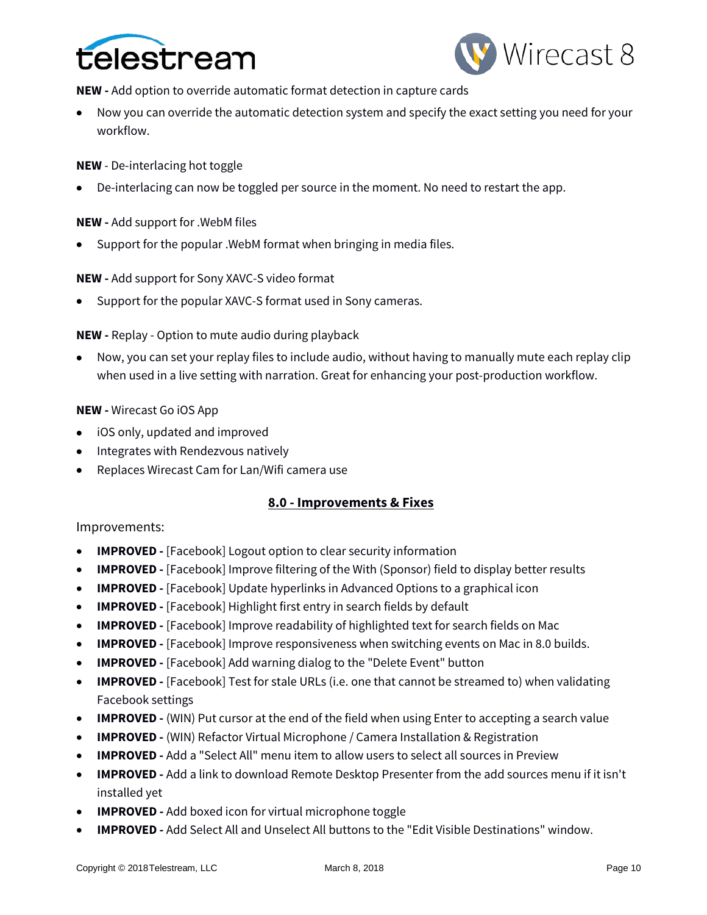**NEW -** Add option to override automatic format detection in capture cards

- Now you can override the automatic detection system and specify the exact setting you need for your workflow.

**NEW** - De-interlacing hot toggle

- De-interlacing can now be toggled per source in the moment. No need to restart the app.

**NEW -** Add support for .WebM files

- Support for the popular .WebM format when bringing in media files.

**NEW -** Add support for Sony XAVC-S video format

- Support for the popular XAVC-S format used in Sony cameras.

**NEW -** Replay - Option to mute audio during playback

- Now, you can set your replay files to include audio, without having to manually mute each replay clip when used in a live setting with narration. Great for enhancing your post-production workflow.

**NEW -** Wirecast Go iOS App

- iOS only, updated and improved
- Integrates with Rendezvous natively
- Replaces Wirecast Cam for Lan/Wifi camera use

## 8.0 - Improvements & Fixes

Improvements:

- **IMPROVED -** [Facebook] Logout option to clear security information
- **IMPROVED -** [Facebook] Improve filtering of the With (Sponsor) field to display better results
- **IMPROVED -** [Facebook] Update hyperlinks in Advanced Options to a graphical icon
- **IMPROVED -** [Facebook] Highlight first entry in search fields by default
- **IMPROVED -** [Facebook] Improve readability of highlighted text for search fields on Mac
- **IMPROVED -** [Facebook] Improve responsiveness when switching events on Mac in 8.0 builds.
- **IMPROVED -** [Facebook] Add warning dialog to the "Delete Event" button
- **IMPROVED -** [Facebook] Test for stale URLs (i.e. one that cannot be streamed to) when validating Facebook settings
- **IMPROVED -** (WIN) Put cursor at the end of the field when using Enter to accepting a search value
- **IMPROVED -** (WIN) Refactor Virtual Microphone / Camera Installation & Registration
- **IMPROVED -** Add a "Select All" menu item to allow users to select all sources in Preview
- **IMPROVED -** Add a link to download Remote Desktop Presenter from the add sources menu if it isn't installed yet
- **IMPROVED -** Add boxed icon for virtual microphone toggle
- **IMPROVED -** Add Select All and Unselect All buttons to the "Edit Visible Destinations" window.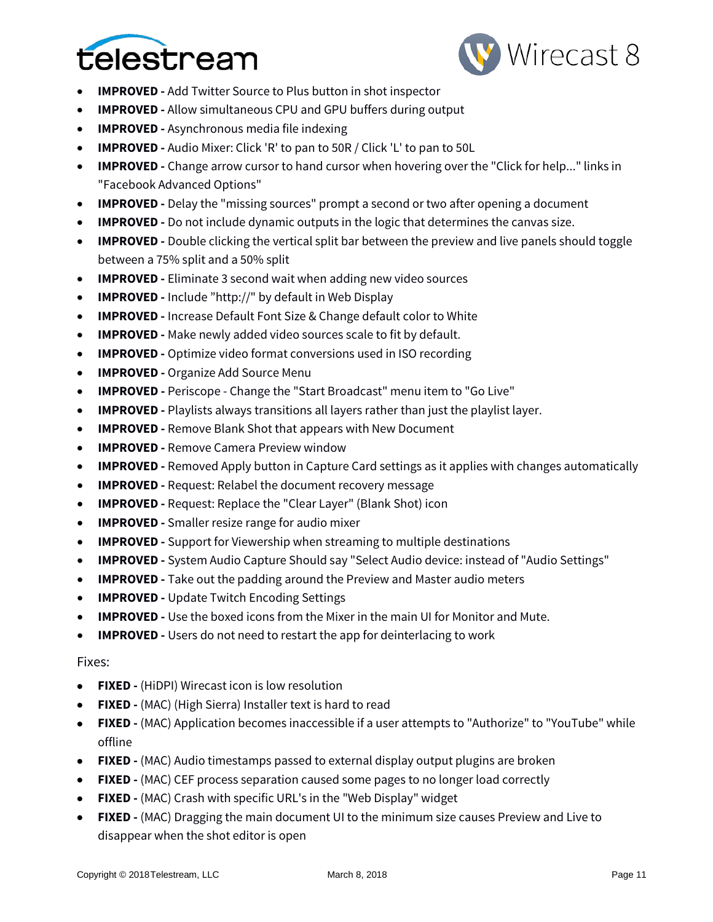- **IMPROVED -** Add Twitter Source to Plus button in shot inspector
- **IMPROVED -** Allow simultaneous CPU and GPU buffers during output
- **IMPROVED -** Asynchronous media file indexing
- **IMPROVED -** Audio Mixer: Click 'R' to pan to 50R / Click 'L' to pan to 50L
- **IMPROVED -** Change arrow cursor to hand cursor when hovering over the "Click for help..." links in "Facebook Advanced Options"
- **IMPROVED -** Delay the "missing sources" prompt a second or two after opening a document
- **IMPROVED -** Do not include dynamic outputs in the logic that determines the canvas size.
- **IMPROVED -** Double clicking the vertical split bar between the preview and live panels should toggle between a 75% split and a 50% split
- **IMPROVED -** Eliminate 3 second wait when adding new video sources
- **IMPROVED -** Include "http://" by default in Web Display
- **IMPROVED -** Increase Default Font Size & Change default color to White
- **IMPROVED -** Make newly added video sources scale to fit by default.
- **IMPROVED -** Optimize video format conversions used in ISO recording
- **IMPROVED -** Organize Add Source Menu
- **IMPROVED -** Periscope - Change the "Start Broadcast" menu item to "Go Live"
- **IMPROVED -** Playlists always transitions all layers rather than just the playlist layer.
- **IMPROVED -** Remove Blank Shot that appears with New Document
- **IMPROVED -** Remove Camera Preview window
- **IMPROVED -** Removed Apply button in Capture Card settings as it applies with changes automatically
- **IMPROVED -** Request: Relabel the document recovery message
- **IMPROVED -** Request: Replace the "Clear Layer" (Blank Shot) icon
- **IMPROVED -** Smaller resize range for audio mixer
- **IMPROVED -** Support for Viewership when streaming to multiple destinations
- **IMPROVED -** System Audio Capture Should say "Select Audio device: instead of "Audio Settings"
- **IMPROVED -** Take out the padding around the Preview and Master audio meters
- **IMPROVED -** Update Twitch Encoding Settings
- **IMPROVED -** Use the boxed icons from the Mixer in the main UI for Monitor and Mute.
- **IMPROVED -** Users do not need to restart the app for deinterlacing to work

Fixes:

- **FIXED -** (HiDPI) Wirecast icon is low resolution
- **FIXED -** (MAC) (High Sierra) Installer text is hard to read
- **FIXED -** (MAC) Application becomes inaccessible if a user attempts to "Authorize" to "YouTube" while offline
- **FIXED -** (MAC) Audio timestamps passed to external display output plugins are broken
- **FIXED -** (MAC) CEF process separation caused some pages to no longer load correctly
- **FIXED -** (MAC) Crash with specific URL's in the "Web Display" widget
- **FIXED -** (MAC) Dragging the main document UI to the minimum size causes Preview and Live to disappear when the shot editor is open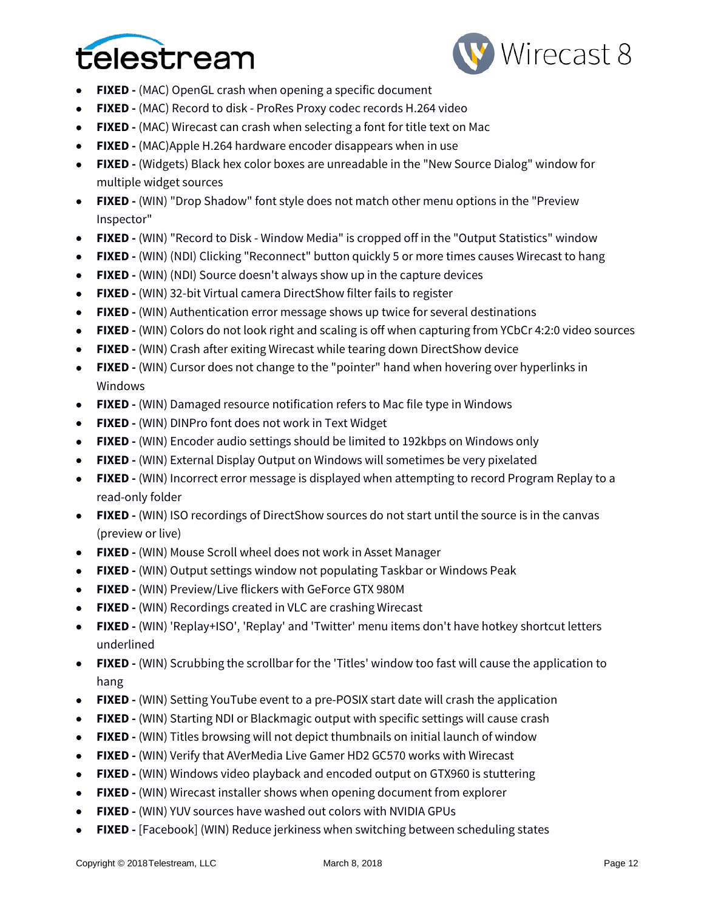- **FIXED -** (MAC) OpenGL crash when opening a specific document
- **FIXED -** (MAC) Record to disk - ProRes Proxy codec records H.264 video
- **FIXED -** (MAC) Wirecast can crash when selecting a font for title text on Mac
- **FIXED -** (MAC)Apple H.264 hardware encoder disappears when in use
- **FIXED -** (Widgets) Black hex color boxes are unreadable in the "New Source Dialog" window for multiple widget sources
- **FIXED -** (WIN) "Drop Shadow" font style does not match other menu options in the "Preview Inspector"
- **FIXED -** (WIN) "Record to Disk - Window Media" is cropped off in the "Output Statistics" window
- **FIXED -** (WIN) (NDI) Clicking "Reconnect" button quickly 5 or more times causes Wirecast to hang
- **FIXED -** (WIN) (NDI) Source doesn't always show up in the capture devices
- **FIXED -** (WIN) 32-bit Virtual camera DirectShow filter fails to register
- **FIXED -** (WIN) Authentication error message shows up twice for several destinations
- **FIXED -** (WIN) Colors do not look right and scaling is off when capturing from YCbCr 4:2:0 video sources
- **FIXED -** (WIN) Crash after exiting Wirecast while tearing down DirectShow device
- **FIXED -** (WIN) Cursor does not change to the "pointer" hand when hovering over hyperlinks in Windows
- **FIXED -** (WIN) Damaged resource notification refers to Mac file type in Windows
- **FIXED -** (WIN) DINPro font does not work in Text Widget
- **FIXED -** (WIN) Encoder audio settings should be limited to 192kbps on Windows only
- **FIXED -** (WIN) External Display Output on Windows will sometimes be very pixelated
- **FIXED -** (WIN) Incorrect error message is displayed when attempting to record Program Replay to a read-only folder
- **FIXED -** (WIN) ISO recordings of DirectShow sources do not start until the source is in the canvas (preview or live)
- **FIXED -** (WIN) Mouse Scroll wheel does not work in Asset Manager
- **FIXED -** (WIN) Output settings window not populating Taskbar or Windows Peak
- **FIXED -** (WIN) Preview/Live flickers with GeForce GTX 980M
- **FIXED -** (WIN) Recordings created in VLC are crashing Wirecast
- **FIXED -** (WIN) 'Replay+ISO', 'Replay' and 'Twitter' menu items don't have hotkey shortcut letters underlined
- **FIXED -** (WIN) Scrubbing the scrollbar for the 'Titles' window too fast will cause the application to hang
- **FIXED -** (WIN) Setting YouTube event to a pre-POSIX start date will crash the application
- **FIXED -** (WIN) Starting NDI or Blackmagic output with specific settings will cause crash
- **FIXED -** (WIN) Titles browsing will not depict thumbnails on initial launch of window
- **FIXED -** (WIN) Verify that AVerMedia Live Gamer HD2 GC570 works with Wirecast
- **FIXED -** (WIN) Windows video playback and encoded output on GTX960 is stuttering
- **FIXED -** (WIN) Wirecast installer shows when opening document from explorer
- **FIXED -** (WIN) YUV sources have washed out colors with NVIDIA GPUs
- **FIXED -** [Facebook] (WIN) Reduce jerkiness when switching between scheduling states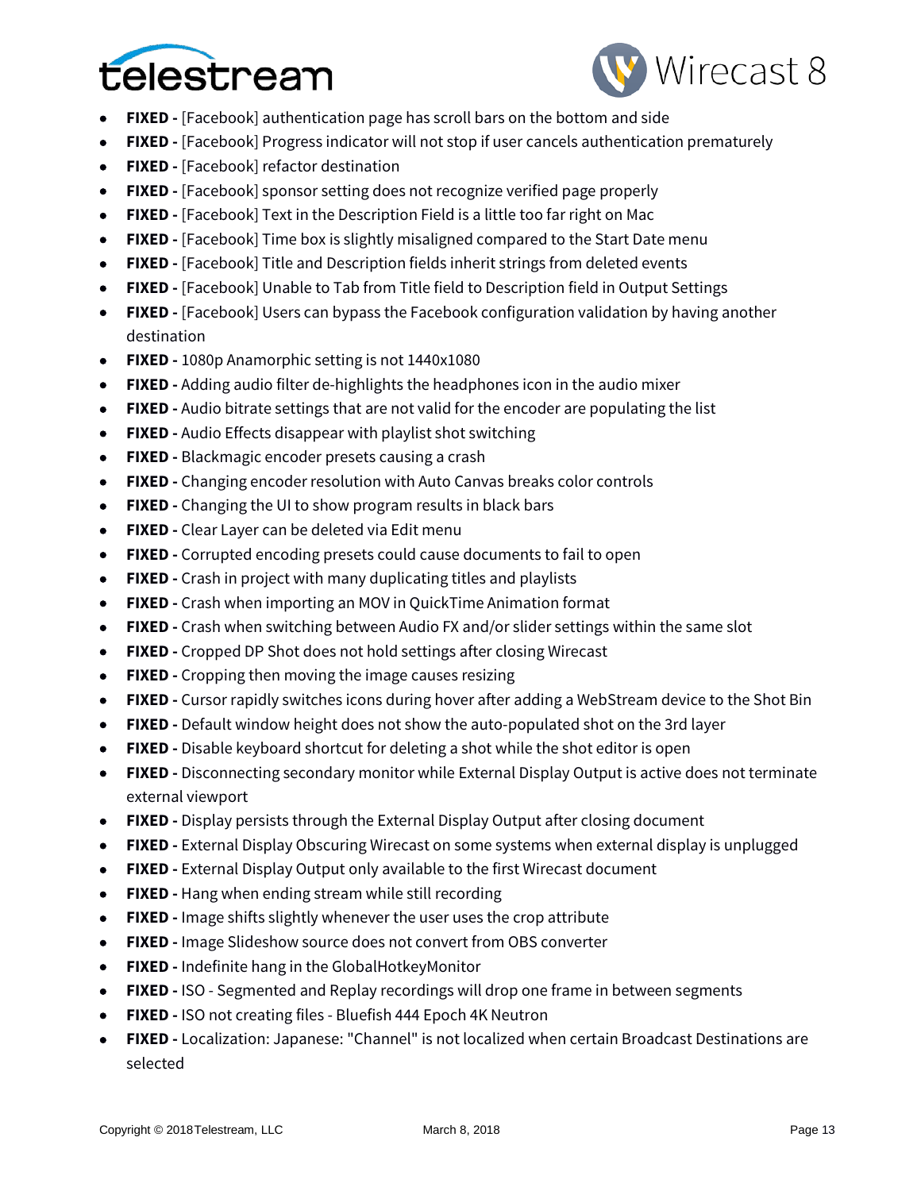- **FIXED -** [Facebook] authentication page has scroll bars on the bottom and side
- **FIXED -** [Facebook] Progress indicator will not stop if user cancels authentication prematurely
- **FIXED -** [Facebook] refactor destination
- **FIXED -** [Facebook] sponsor setting does not recognize verified page properly
- **FIXED -** [Facebook] Text in the Description Field is a little too far right on Mac
- **FIXED -** [Facebook] Time box is slightly misaligned compared to the Start Date menu
- **FIXED -** [Facebook] Title and Description fields inherit strings from deleted events
- **FIXED -** [Facebook] Unable to Tab from Title field to Description field in Output Settings
- **FIXED -** [Facebook] Users can bypass the Facebook configuration validation by having another destination
- **FIXED -** 1080p Anamorphic setting is not 1440x1080
- **FIXED -** Adding audio filter de-highlights the headphones icon in the audio mixer
- **FIXED -** Audio bitrate settings that are not valid for the encoder are populating the list
- **FIXED -** Audio Effects disappear with playlist shot switching
- **FIXED -** Blackmagic encoder presets causing a crash
- **FIXED -** Changing encoder resolution with Auto Canvas breaks color controls
- **FIXED -** Changing the UI to show program results in black bars
- **FIXED -** Clear Layer can be deleted via Edit menu
- **FIXED -** Corrupted encoding presets could cause documents to fail to open
- **FIXED -** Crash in project with many duplicating titles and playlists
- **FIXED -** Crash when importing an MOV in QuickTime Animation format
- **FIXED -** Crash when switching between Audio FX and/or slider settings within the same slot
- **FIXED -** Cropped DP Shot does not hold settings after closing Wirecast
- **FIXED -** Cropping then moving the image causes resizing
- **FIXED -** Cursor rapidly switches icons during hover after adding a WebStream device to the Shot Bin
- **FIXED -** Default window height does not show the auto-populated shot on the 3rd layer
- **FIXED -** Disable keyboard shortcut for deleting a shot while the shot editor is open
- **FIXED -** Disconnecting secondary monitor while External Display Output is active does not terminate external viewport
- **FIXED -** Display persists through the External Display Output after closing document
- **FIXED -** External Display Obscuring Wirecast on some systems when external display is unplugged
- **FIXED -** External Display Output only available to the first Wirecast document
- **FIXED -** Hang when ending stream while still recording
- **FIXED -** Image shifts slightly whenever the user uses the crop attribute
- **FIXED -** Image Slideshow source does not convert from OBS converter
- **FIXED -** Indefinite hang in the GlobalHotkeyMonitor
- **FIXED -** ISO - Segmented and Replay recordings will drop one frame in between segments
- **FIXED -** ISO not creating files - Bluefish 444 Epoch 4K Neutron
- **FIXED -** Localization: Japanese: "Channel" is not localized when certain Broadcast Destinations are selected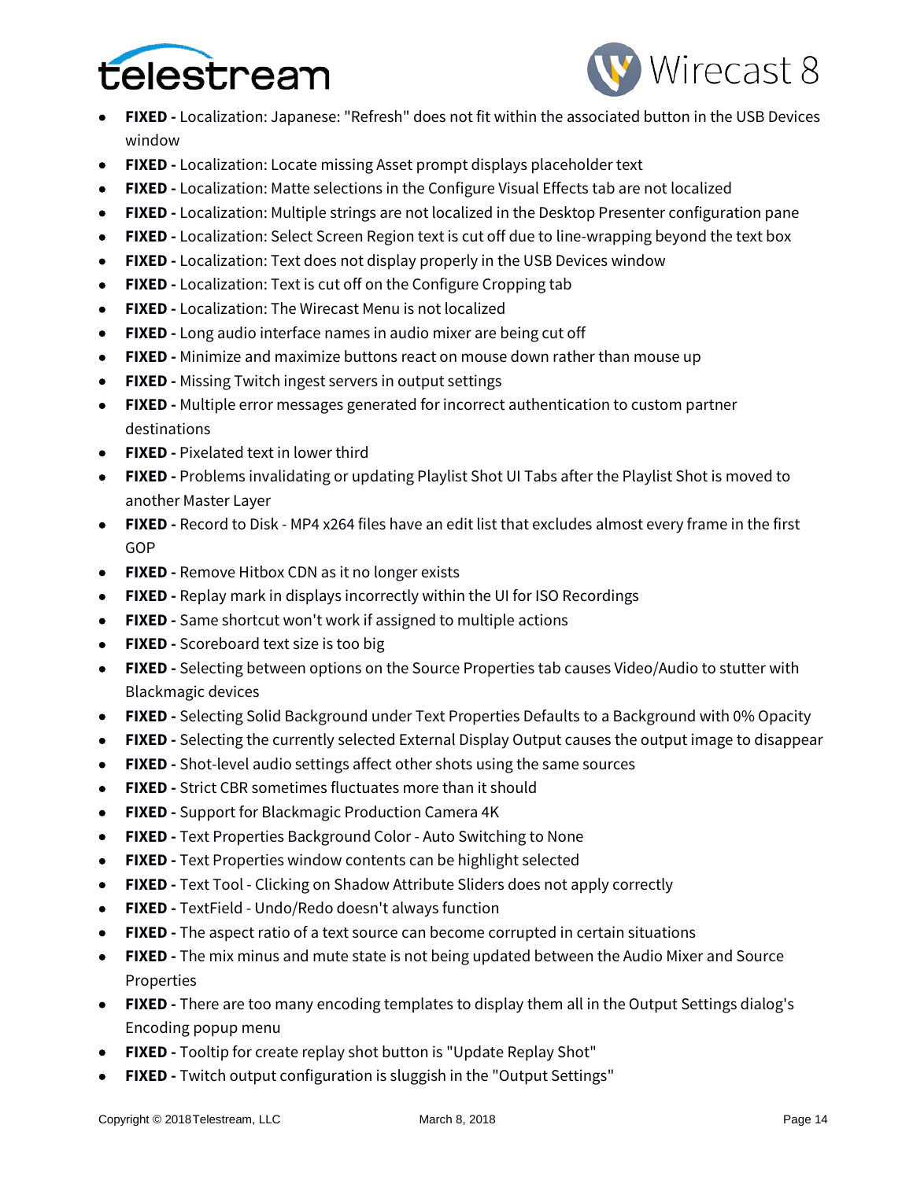- **FIXED -** Localization: Japanese: "Refresh" does not fit within the associated button in the USB Devices window
- **FIXED -** Localization: Locate missing Asset prompt displays placeholder text
- **FIXED -** Localization: Matte selections in the Configure Visual Effects tab are not localized
- **FIXED -** Localization: Multiple strings are not localized in the Desktop Presenter configuration pane
- **FIXED -** Localization: Select Screen Region text is cut off due to line-wrapping beyond the text box
- **FIXED -** Localization: Text does not display properly in the USB Devices window
- **FIXED -** Localization: Text is cut off on the Configure Cropping tab
- **FIXED -** Localization: The Wirecast Menu is not localized
- **FIXED -** Long audio interface names in audio mixer are being cut off
- **FIXED -** Minimize and maximize buttons react on mouse down rather than mouse up
- **FIXED -** Missing Twitch ingest servers in output settings
- **FIXED -** Multiple error messages generated for incorrect authentication to custom partner destinations
- **FIXED -** Pixelated text in lower third
- **FIXED -** Problems invalidating or updating Playlist Shot UI Tabs after the Playlist Shot is moved to another Master Layer
- **FIXED -** Record to Disk - MP4 x264 files have an edit list that excludes almost every frame in the first GOP
- **FIXED -** Remove Hitbox CDN as it no longer exists
- **FIXED -** Replay mark in displays incorrectly within the UI for ISO Recordings
- **FIXED -** Same shortcut won't work if assigned to multiple actions
- **FIXED -** Scoreboard text size is too big
- **FIXED -** Selecting between options on the Source Properties tab causes Video/Audio to stutter with Blackmagic devices
- **FIXED -** Selecting Solid Background under Text Properties Defaults to a Background with 0% Opacity
- **FIXED -** Selecting the currently selected External Display Output causes the output image to disappear
- **FIXED -** Shot-level audio settings affect other shots using the same sources
- **FIXED -** Strict CBR sometimes fluctuates more than it should
- **FIXED -** Support for Blackmagic Production Camera 4K
- **FIXED -** Text Properties Background Color - Auto Switching to None
- **FIXED -** Text Properties window contents can be highlight selected
- **FIXED -** Text Tool - Clicking on Shadow Attribute Sliders does not apply correctly
- **FIXED -** TextField - Undo/Redo doesn't always function
- **FIXED -** The aspect ratio of a text source can become corrupted in certain situations
- **FIXED -** The mix minus and mute state is not being updated between the Audio Mixer and Source Properties
- **FIXED -** There are too many encoding templates to display them all in the Output Settings dialog's Encoding popup menu
- **FIXED -** Tooltip for create replay shot button is "Update Replay Shot"
- **FIXED -** Twitch output configuration is sluggish in the "Output Settings"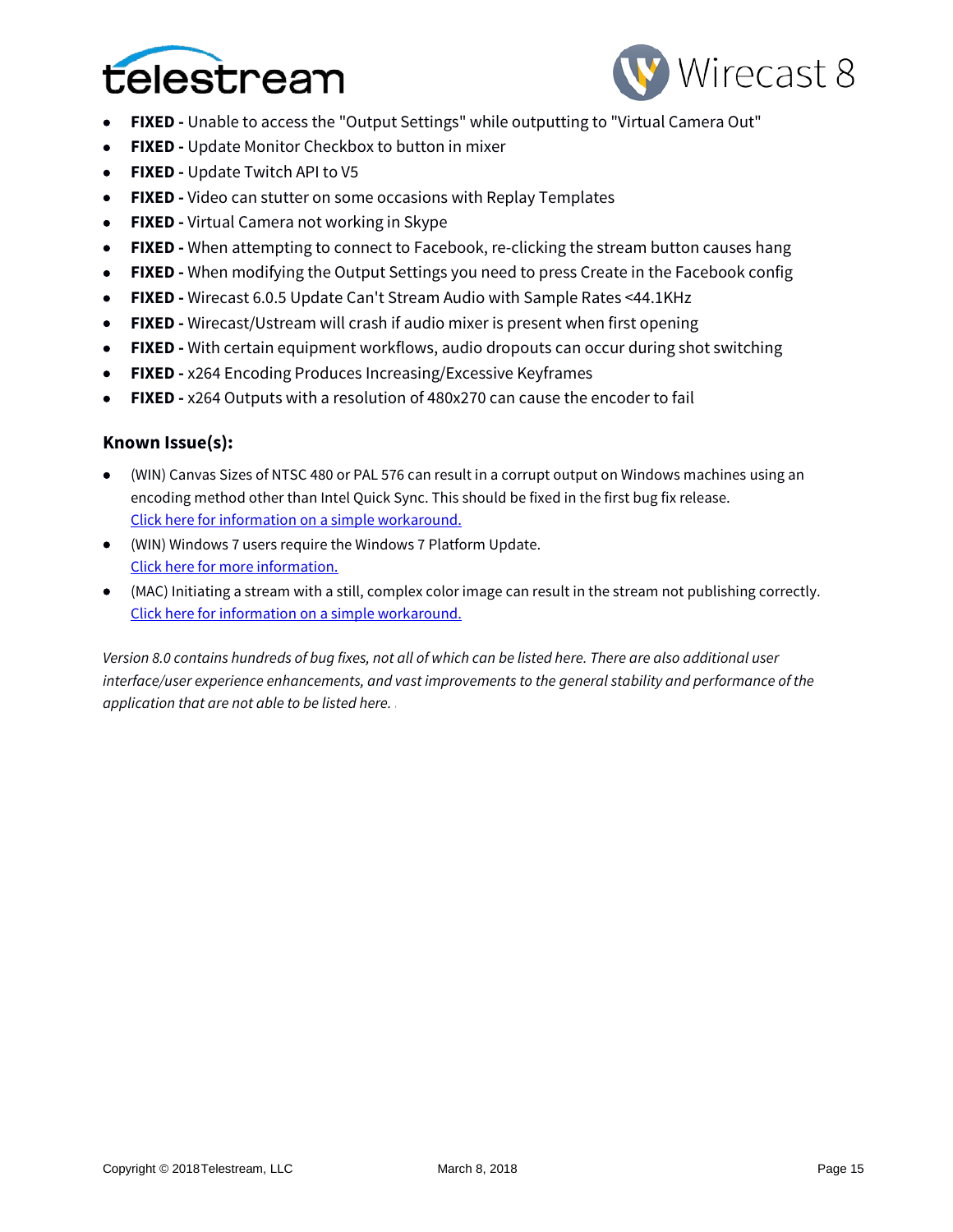- **FIXED -** Unable to access the "Output Settings" while outputting to "Virtual Camera Out"
- **FIXED -** Update Monitor Checkbox to button in mixer
- **FIXED -** Update Twitch API to V5
- **FIXED -** Video can stutter on some occasions with Replay Templates
- **FIXED -** Virtual Camera not working in Skype
- **FIXED -** When attempting to connect to Facebook, re-clicking the stream button causes hang
- **FIXED -** When modifying the Output Settings you need to press Create in the Facebook config
- **FIXED -** Wirecast 6.0.5 Update Can't Stream Audio with Sample Rates <44.1KHz
- **FIXED -** Wirecast/Ustream will crash if audio mixer is present when first opening
- **FIXED -** With certain equipment workflows, audio dropouts can occur during shot switching
- **FIXED -** x264 Encoding Produces Increasing/Excessive Keyframes
- **FIXED -** x264 Outputs with a resolution of 480x270 can cause the encoder to fail

### Known Issue(s):

- (WIN) Canvas Sizes of NTSC 480 or PAL 576 can result in a corrupt output on Windows machines using an encoding method other than Intel Quick Sync. This should be fixed in the first bug fix release.
  Click here for information on a simple workaround.
- (WIN) Windows 7 users require the Windows 7 Platform Update.
  Click here for more information.
- (MAC) Initiating a stream with a still, complex color image can result in the stream not publishing correctly.
  Click here for information on a simple workaround.

*Version 8.0 contains hundreds of bug fixes, not all of which can be listed here. There are also additional user interface/user experience enhancements, and vast improvements to the general stability and performance of the application that are not able to be listed here.*